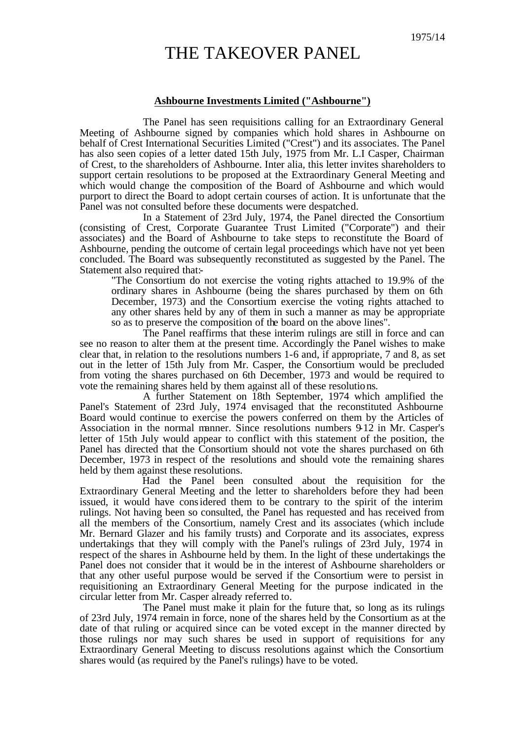1975/14

# THE TAKEOVER PANEL

**Ashbourne Investments Limited ("Ashbourne")**

The Panel has seen requisitions calling for an Extraordinary General Meeting of Ashbourne signed by companies which hold shares in Ashbourne on behalf of Crest International Securities Limited ("Crest") and its associates. The Panel has also seen copies of a letter dated 15th July, 1975 from Mr. L.I Casper, Chairman of Crest, to the shareholders of Ashbourne. Inter alia, this letter invites shareholders to support certain resolutions to be proposed at the Extraordinary General Meeting and which would change the composition of the Board of Ashbourne and which would purport to direct the Board to adopt certain courses of action. It is unfortunate that the Panel was not consulted before these documents were despatched.

In a Statement of 23rd July, 1974, the Panel directed the Consortium (consisting of Crest, Corporate Guarantee Trust Limited ("Corporate") and their associates) and the Board of Ashbourne to take steps to reconstitute the Board of Ashbourne, pending the outcome of certain legal proceedings which have not yet been concluded. The Board was subsequently reconstituted as suggested by the Panel. The Statement also required that:-

> "The Consortium do not exercise the voting rights attached to 19.9% of the ordinary shares in Ashbourne (being the shares purchased by them on 6th December, 1973) and the Consortium exercise the voting rights attached to any other shares held by any of them in such a manner as may be appropriate so as to preserve the composition of the board on the above lines".

The Panel reaffirms that these interim rulings are still in force and can see no reason to alter them at the present time. Accordingly the Panel wishes to make clear that, in relation to the resolutions numbers 1-6 and, if appropriate, 7 and 8, as set out in the letter of 15th July from Mr. Casper, the Consortium would be precluded from voting the shares purchased on 6th December, 1973 and would be required to vote the remaining shares held by them against all of these resolutions.

A further Statement on 18th September, 1974 which amplified the Panel's Statement of 23rd July, 1974 envisaged that the reconstituted Ashbourne Board would continue to exercise the powers conferred on them by the Articles of Association in the normal manner. Since resolutions numbers 9-12 in Mr. Casper's letter of 15th July would appear to conflict with this statement of the position, the Panel has directed that the Consortium should not vote the shares purchased on 6th December, 1973 in respect of the resolutions and should vote the remaining shares held by them against these resolutions.

Had the Panel been consulted about the requisition for the Extraordinary General Meeting and the letter to shareholders before they had been issued, it would have considered them to be contrary to the spirit of the interim rulings. Not having been so consulted, the Panel has requested and has received from all the members of the Consortium, namely Crest and its associates (which include Mr. Bernard Glazer and his family trusts) and Corporate and its associates, express undertakings that they will comply with the Panel's rulings of 23rd July, 1974 in respect of the shares in Ashbourne held by them. In the light of these undertakings the Panel does not consider that it would be in the interest of Ashbourne shareholders or that any other useful purpose would be served if the Consortium were to persist in requisitioning an Extraordinary General Meeting for the purpose indicated in the circular letter from Mr. Casper already referred to.

The Panel must make it plain for the future that, so long as its rulings of 23rd July, 1974 remain in force, none of the shares held by the Consortium as at the date of that ruling or acquired since can be voted except in the manner directed by those rulings nor may such shares be used in support of requisitions for any Extraordinary General Meeting to discuss resolutions against which the Consortium shares would (as required by the Panel's rulings) have to be voted.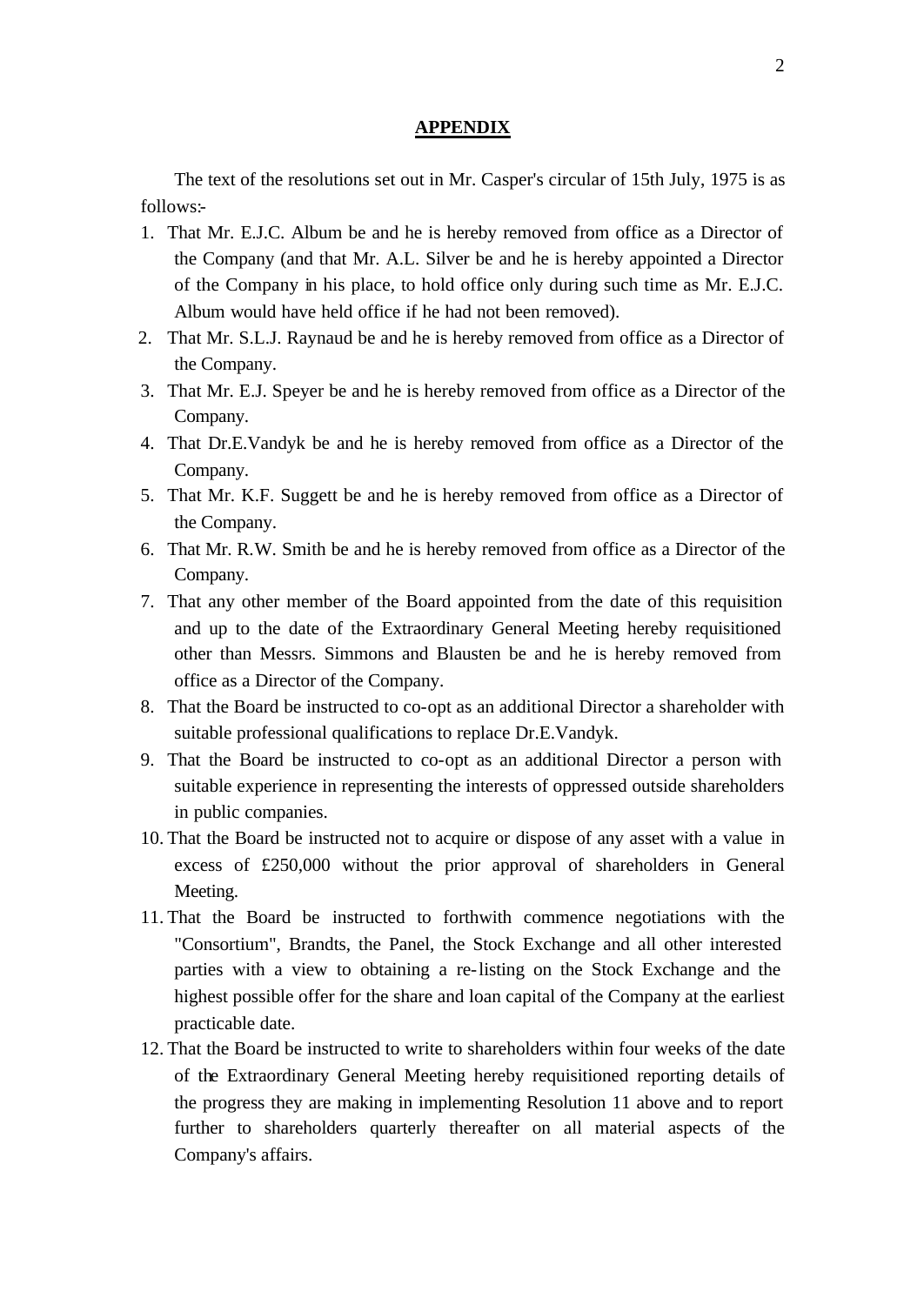## APPENDIX

The text of the resolutions set out in Mr. Casper's circular of 15th July, 1975 is as follows:-

1. That Mr. E.J.C. Album be and he is hereby removed from office as a Director of the Company (and that Mr. A.L. Silver be and he is hereby appointed a Director of the Company in his place, to hold office only during such time as Mr. E.J.C. Album would have held office if he had not been removed).
2. That Mr. S.L.J. Raynaud be and he is hereby removed from office as a Director of the Company.
3. That Mr. E.J. Speyer be and he is hereby removed from office as a Director of the Company.
4. That Dr.E.Vandyk be and he is hereby removed from office as a Director of the Company.
5. That Mr. K.F. Suggett be and he is hereby removed from office as a Director of the Company.
6. That Mr. R.W. Smith be and he is hereby removed from office as a Director of the Company.
7. That any other member of the Board appointed from the date of this requisition and up to the date of the Extraordinary General Meeting hereby requisitioned other than Messrs. Simmons and Blausten be and he is hereby removed from office as a Director of the Company.
8. That the Board be instructed to co-opt as an additional Director a shareholder with suitable professional qualifications to replace Dr.E.Vandyk.
9. That the Board be instructed to co-opt as an additional Director a person with suitable experience in representing the interests of oppressed outside shareholders in public companies.
10. That the Board be instructed not to acquire or dispose of any asset with a value in excess of £250,000 without the prior approval of shareholders in General Meeting.
11. That the Board be instructed to forthwith commence negotiations with the "Consortium", Brandts, the Panel, the Stock Exchange and all other interested parties with a view to obtaining a re-listing on the Stock Exchange and the highest possible offer for the share and loan capital of the Company at the earliest practicable date.
12. That the Board be instructed to write to shareholders within four weeks of the date of the Extraordinary General Meeting hereby requisitioned reporting details of the progress they are making in implementing Resolution 11 above and to report further to shareholders quarterly thereafter on all material aspects of the Company's affairs.